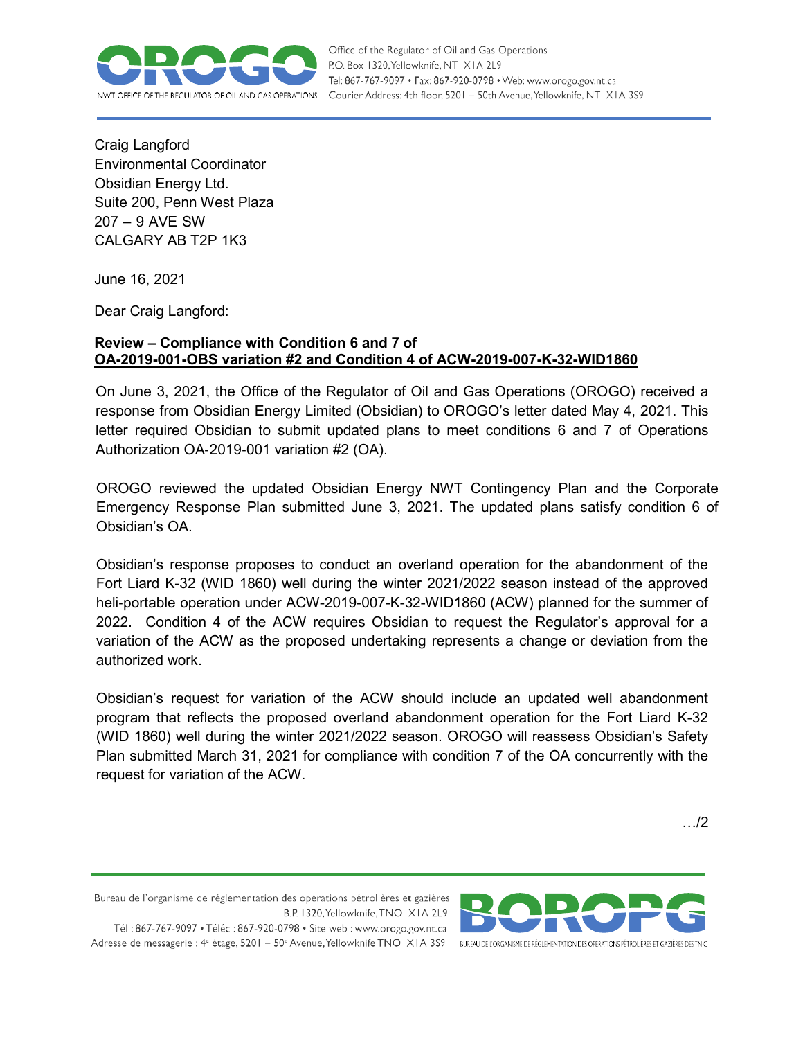Craig Langford
Environmental Coordinator
Obsidian Energy Ltd.
Suite 200, Penn West Plaza
207 – 9 AVE SW
CALGARY AB T2P 1K3

June 16, 2021

Dear Craig Langford:

**Review – Compliance with Condition 6 and 7 of**
**<u>OA-2019-001-OBS variation #2 and Condition 4 of ACW-2019-007-K-32-WID1860</u>**

On June 3, 2021, the Office of the Regulator of Oil and Gas Operations (OROGO) received a response from Obsidian Energy Limited (Obsidian) to OROGO's letter dated May 4, 2021. This letter required Obsidian to submit updated plans to meet conditions 6 and 7 of Operations Authorization OA-2019-001 variation #2 (OA).

OROGO reviewed the updated Obsidian Energy NWT Contingency Plan and the Corporate Emergency Response Plan submitted June 3, 2021. The updated plans satisfy condition 6 of Obsidian's OA.

Obsidian's response proposes to conduct an overland operation for the abandonment of the Fort Liard K-32 (WID 1860) well during the winter 2021/2022 season instead of the approved heli-portable operation under ACW-2019-007-K-32-WID1860 (ACW) planned for the summer of 2022. Condition 4 of the ACW requires Obsidian to request the Regulator's approval for a variation of the ACW as the proposed undertaking represents a change or deviation from the authorized work.

Obsidian's request for variation of the ACW should include an updated well abandonment program that reflects the proposed overland abandonment operation for the Fort Liard K-32 (WID 1860) well during the winter 2021/2022 season. OROGO will reassess Obsidian's Safety Plan submitted March 31, 2021 for compliance with condition 7 of the OA concurrently with the request for variation of the ACW.

…/2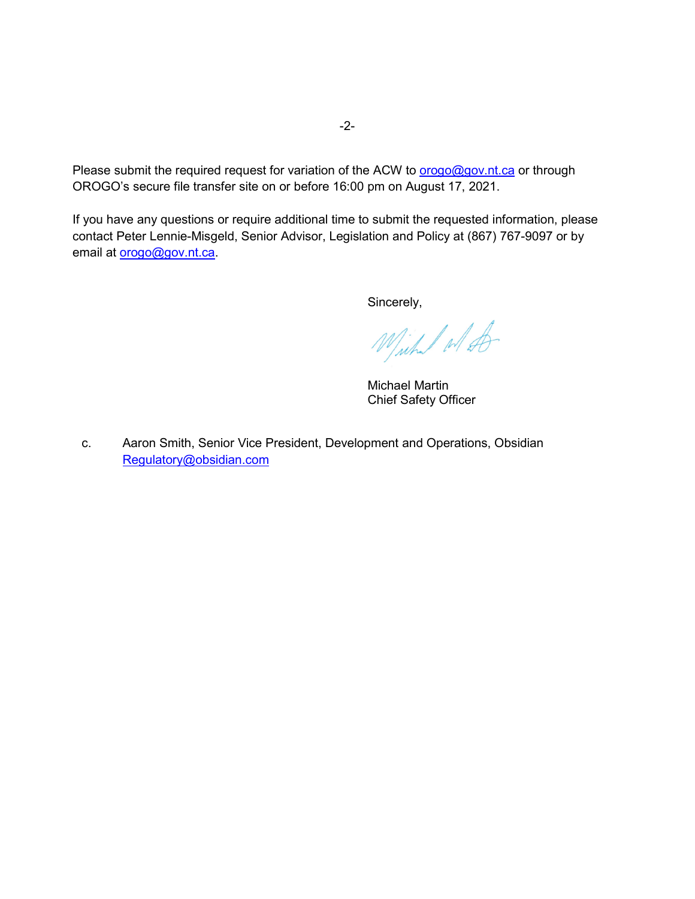Please submit the required request for variation of the ACW to orogo@gov.nt.ca or through OROGO's secure file transfer site on or before 16:00 pm on August 17, 2021.

If you have any questions or require additional time to submit the requested information, please contact Peter Lennie-Misgeld, Senior Advisor, Legislation and Policy at (867) 767-9097 or by email at orogo@gov.nt.ca.

Sincerely,

Michael Martin
Chief Safety Officer

c. Aaron Smith, Senior Vice President, Development and Operations, Obsidian
Regulatory@obsidian.com